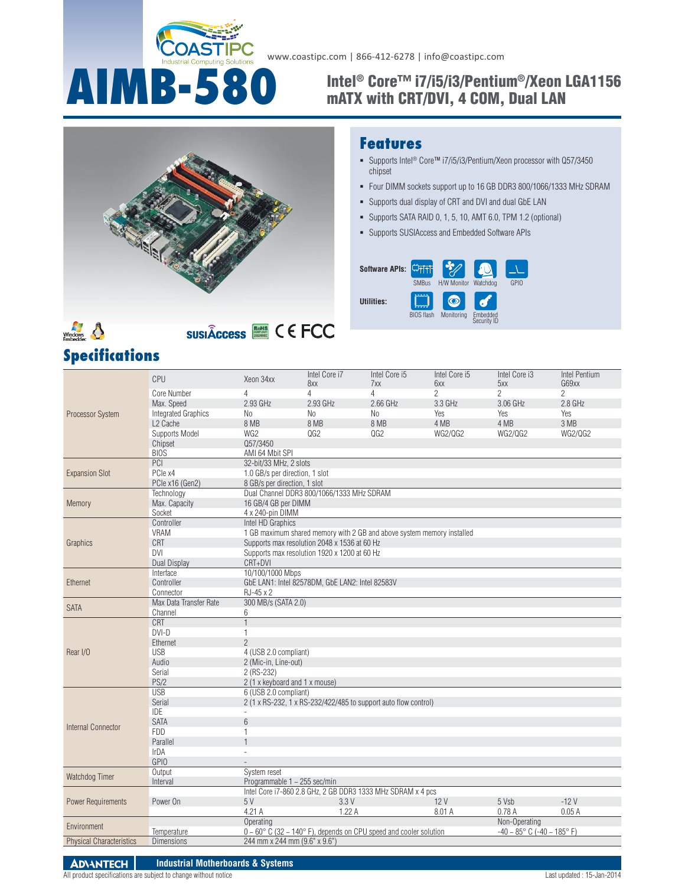www.coastipc.com | 866-412-6278 | info@coastipc.com

# AIMB-580

## Intel® Core™ i7/i5/i3/Pentium®/Xeon LGA1156 mATX with CRT/DVI, 4 COM, Dual LAN

## Features

- Supports Intel® Core™ i7/i5/i3/Pentium/Xeon processor with Q57/3450 chipset
- Four DIMM sockets support up to 16 GB DDR3 800/1066/1333 MHz SDRAM
- Supports dual display of CRT and DVI and dual GbE LAN
- Supports SATA RAID 0, 1, 5, 10, AMT 6.0, TPM 1.2 (optional)
- Supports SUSIAccess and Embedded Software APIs

**Software APIs:** SMBus, H/W Monitor, Watchdog, GPIO

**Utilities:** BIOS flash, Monitoring, Embedded Security ID

## Specifications

| | | | | | | | |
|---|---|---|---|---|---|---|---|
| Processor System | CPU | Xeon 34xx | Intel Core i7 8xx | Intel Core i5 7xx | Intel Core i5 6xx | Intel Core i3 5xx | Intel Pentium G69xx |
| | Core Number | 4 | 4 | 4 | 2 | 2 | 2 |
| | Max. Speed | 2.93 GHz | 2.93 GHz | 2.66 GHz | 3.3 GHz | 3.06 GHz | 2.8 GHz |
| | Integrated Graphics | No | No | No | Yes | Yes | Yes |
| | L2 Cache | 8 MB | 8 MB | 8 MB | 4 MB | 4 MB | 3 MB |
| | Supports Model | WG2 | QG2 | QG2 | WG2/QG2 | WG2/QG2 | WG2/QG2 |
| | Chipset | Q57/3450 | | | | | |
| | BIOS | AMI 64 Mbit SPI | | | | | |
| Expansion Slot | PCI | 32-bit/33 MHz, 2 slots | | | | | |
| | PCIe x4 | 1.0 GB/s per direction, 1 slot | | | | | |
| | PCIe x16 (Gen2) | 8 GB/s per direction, 1 slot | | | | | |
| Memory | Technology | Dual Channel DDR3 800/1066/1333 MHz SDRAM | | | | | |
| | Max. Capacity | 16 GB/4 GB per DIMM | | | | | |
| | Socket | 4 x 240-pin DIMM | | | | | |
| Graphics | Controller | Intel HD Graphics | | | | | |
| | VRAM | 1 GB maximum shared memory with 2 GB and above system memory installed | | | | | |
| | CRT | Supports max resolution 2048 x 1536 at 60 Hz | | | | | |
| | DVI | Supports max resolution 1920 x 1200 at 60 Hz | | | | | |
| | Dual Display | CRT+DVI | | | | | |
| Ethernet | Interface | 10/100/1000 Mbps | | | | | |
| | Controller | GbE LAN1: Intel 82578DM, GbE LAN2: Intel 82583V | | | | | |
| | Connector | RJ-45 x 2 | | | | | |
| SATA | Max Data Transfer Rate | 300 MB/s (SATA 2.0) | | | | | |
| | Channel | 6 | | | | | |
| Rear I/O | CRT | 1 | | | | | |
| | DVI-D | 1 | | | | | |
| | Ethernet | 2 | | | | | |
| | USB | 4 (USB 2.0 compliant) | | | | | |
| | Audio | 2 (Mic-in, Line-out) | | | | | |
| | Serial | 2 (RS-232) | | | | | |
| | PS/2 | 2 (1 x keyboard and 1 x mouse) | | | | | |
| Internal Connector | USB | 6 (USB 2.0 compliant) | | | | | |
| | Serial | 2 (1 x RS-232, 1 x RS-232/422/485 to support auto flow control) | | | | | |
| | IDE | - | | | | | |
| | SATA | 6 | | | | | |
| | FDD | 1 | | | | | |
| | Parallel | 1 | | | | | |
| | IrDA | - | | | | | |
| | GPIO | - | | | | | |
| Watchdog Timer | Output | System reset | | | | | |
| | Interval | Programmable 1 ~ 255 sec/min | | | | | |
| Power Requirements | Power On | Intel Core i7-860 2.8 GHz, 2 GB DDR3 1333 MHz SDRAM x 4 pcs | | | | | |
| | | 5 V | | 3.3 V | 12 V | 5 Vsb | -12 V |
| | | 4.21 A | | 1.22 A | 8.01 A | 0.78 A | 0.05 A |
| Environment | | Operating | | | | Non-Operating | |
| | Temperature | 0 ~ 60° C (32 ~ 140° F), depends on CPU speed and cooler solution | | | | -40 ~ 85° C (-40 ~ 185° F) | |
| Physical Characteristics | Dimensions | 244 mm x 244 mm (9.6" x 9.6") | | | | | |

ADVANTECH | Industrial Motherboards & Systems

All product specifications are subject to change without notice

Last updated : 15-Jan-2014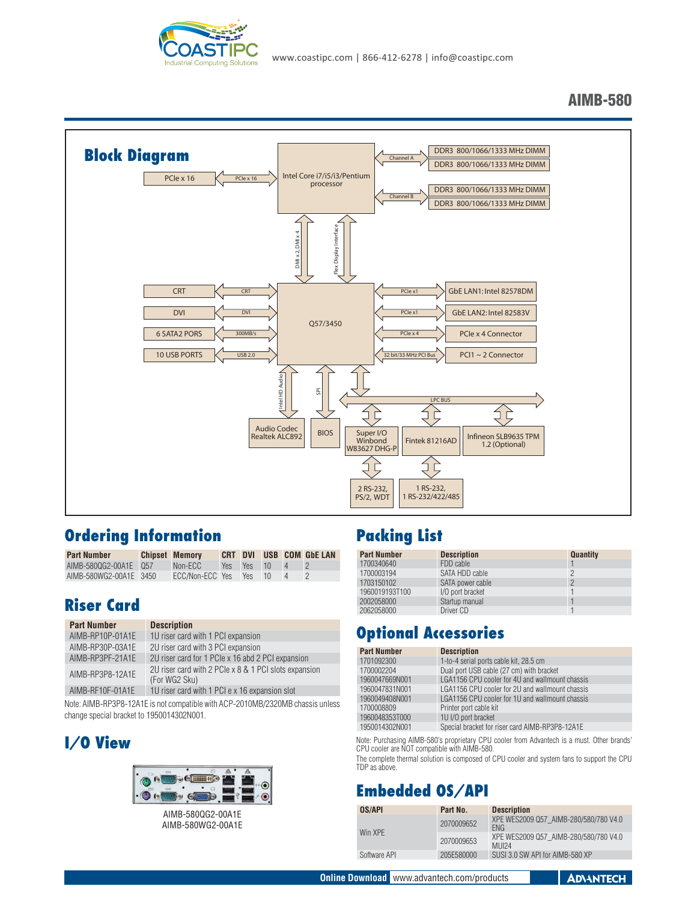# AIMB-580

## Block Diagram

PCIe x 16
PCIe x 16
Intel Core i7/i5/i3/Pentium processor
Channel A
DDR3 800/1066/1333 MHz DIMM
DDR3 800/1066/1333 MHz DIMM
Channel B
DDR3 800/1066/1333 MHz DIMM
DDR3 800/1066/1333 MHz DIMM
DMI x 2, DMI x 4
Flex Display Interface
CRT
CRT
DVI
DVI
6 SATA2 PORS
300MB/s
10 USB PORTS
USB 2.0
Q57/3450
PCIe x1
GbE LAN1: Intel 82578DM
PCIe x1
GbE LAN2: Intel 82583V
PCIe x 4
PCIe x 4 Connector
32 bit/33 MHz PCI Bus
PCI1 ~ 2 Connector
Intel HD Audio
SPI
LPC BUS
Audio Codec Realtek ALC892
BIOS
Super I/O Winbond W83627 DHG-P
Fintek 81216AD
Infineon SLB9635 TPM 1.2 (Optional)
2 RS-232, PS/2, WDT
1 RS-232, 1 RS-232/422/485

## Ordering Information

| Part Number | Chipset | Memory | CRT | DVI | USB | COM | GbE LAN |
|---|---|---|---|---|---|---|---|
| AIMB-580QG2-00A1E | Q57 | Non-ECC | Yes | Yes | 10 | 4 | 2 |
| AIMB-580WG2-00A1E | 3450 | ECC/Non-ECC | Yes | Yes | 10 | 4 | 2 |

## Riser Card

| Part Number | Description |
|---|---|
| AIMB-RP10P-01A1E | 1U riser card with 1 PCI expansion |
| AIMB-RP30P-03A1E | 2U riser card with 3 PCI expansion |
| AIMB-RP3PF-21A1E | 2U riser card for 1 PCIe x 16 abd 2 PCI expansion |
| AIMB-RP3P8-12A1E | 2U riser card with 2 PCIe x 8 & 1 PCI slots expansion (For WG2 Sku) |
| AIMB-RF10F-01A1E | 1U riser card with 1 PCI e x 16 expansion slot |

Note: AIMB-RP3P8-12A1E is not compatible with ACP-2010MB/2320MB chassis unless change special bracket to 1950014302N001.

## I/O View

AIMB-580QG2-00A1E
AIMB-580WG2-00A1E

## Packing List

| Part Number | Description | Quantity |
|---|---|---|
| 1700340640 | FDD cable | 1 |
| 1700003194 | SATA HDD cable | 2 |
| 1703150102 | SATA power cable | 2 |
| 1960019193T100 | I/O port bracket | 1 |
| 2002058000 | Startup manual | 1 |
| 2062058000 | Driver CD | 1 |

## Optional Accessories

| Part Number | Description |
|---|---|
| 1701092300 | 1-to-4 serial ports cable kit, 28.5 cm |
| 1700002204 | Dual port USB cable (27 cm) with bracket |
| 1960047669N001 | LGA1156 CPU cooler for 4U and wallmount chassis |
| 1960047831N001 | LGA1156 CPU cooler for 2U and wallmount chassis |
| 1960049408N001 | LGA1156 CPU cooler for 1U and wallmount chassis |
| 1700008809 | Printer port cable kit |
| 1960048353T000 | 1U I/O port bracket |
| 1950014302N001 | Special bracket for riser card AIMB-RP3P8-12A1E |

Note: Purchasing AIMB-580's proprietary CPU cooler from Advantech is a must. Other brands' CPU cooler are NOT compatible with AIMB-580.

The complete thermal solution is composed of CPU cooler and system fans to support the CPU TDP as above.

## Embedded OS/API

| OS/API | Part No. | Description |
|---|---|---|
| Win XPE | 2070009652 | XPE WES2009 Q57_AIMB-280/580/780 V4.0 ENG |
| | 2070009653 | XPE WES2009 Q57_AIMB-280/580/780 V4.0 MUI24 |
| Software API | 205E580000 | SUSI 3.0 SW API for AIMB-580 XP |

**Online Download** www.advantech.com/products